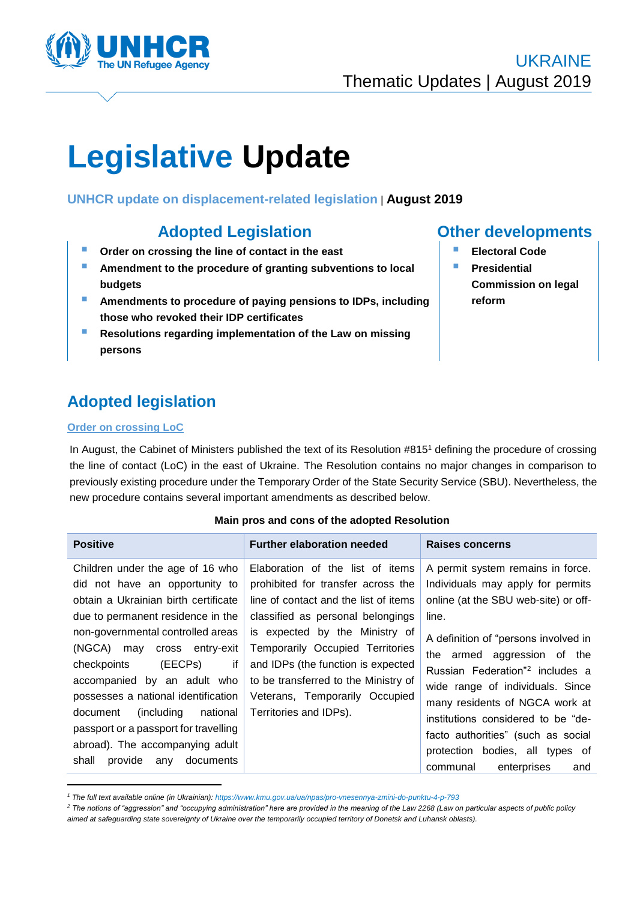UKRAINE

Thematic Updates | August 2019

# Legislative Update

**UNHCR update on displacement-related legislation** | **August 2019**

## Adopted Legislation

- **Order on crossing the line of contact in the east**
- **Amendment to the procedure of granting subventions to local budgets**
- **Amendments to procedure of paying pensions to IDPs, including those who revoked their IDP certificates**
- **Resolutions regarding implementation of the Law on missing persons**

## Other developments

- **Electoral Code**
- **Presidential Commission on legal reform**

## Adopted legislation

### Order on crossing LoC

In August, the Cabinet of Ministers published the text of its Resolution #815[1] defining the procedure of crossing the line of contact (LoC) in the east of Ukraine. The Resolution contains no major changes in comparison to previously existing procedure under the Temporary Order of the State Security Service (SBU). Nevertheless, the new procedure contains several important amendments as described below.

**Main pros and cons of the adopted Resolution**

| Positive | Further elaboration needed | Raises concerns |
|---|---|---|
| Children under the age of 16 who did not have an opportunity to obtain a Ukrainian birth certificate due to permanent residence in the non-governmental controlled areas (NGCA) may cross entry-exit checkpoints (EECPs) if accompanied by an adult who possesses a national identification document (including national passport or a passport for travelling abroad). The accompanying adult shall provide any documents | Elaboration of the list of items prohibited for transfer across the line of contact and the list of items classified as personal belongings is expected by the Ministry of Temporarily Occupied Territories and IDPs (the function is expected to be transferred to the Ministry of Veterans, Temporarily Occupied Territories and IDPs). | A permit system remains in force. Individuals may apply for permits online (at the SBU web-site) or off-line. A definition of "persons involved in the armed aggression of the Russian Federation"[2] includes a wide range of individuals. Since many residents of NGCA work at institutions considered to be "de-facto authorities" (such as social protection bodies, all types of communal enterprises and |

---

*[1] The full text available online (in Ukrainian): https://www.kmu.gov.ua/ua/npas/pro-vnesennya-zmini-do-punktu-4-p-793*

*[2] The notions of "aggression" and "occupying administration" here are provided in the meaning of the Law 2268 (Law on particular aspects of public policy aimed at safeguarding state sovereignty of Ukraine over the temporarily occupied territory of Donetsk and Luhansk oblasts).*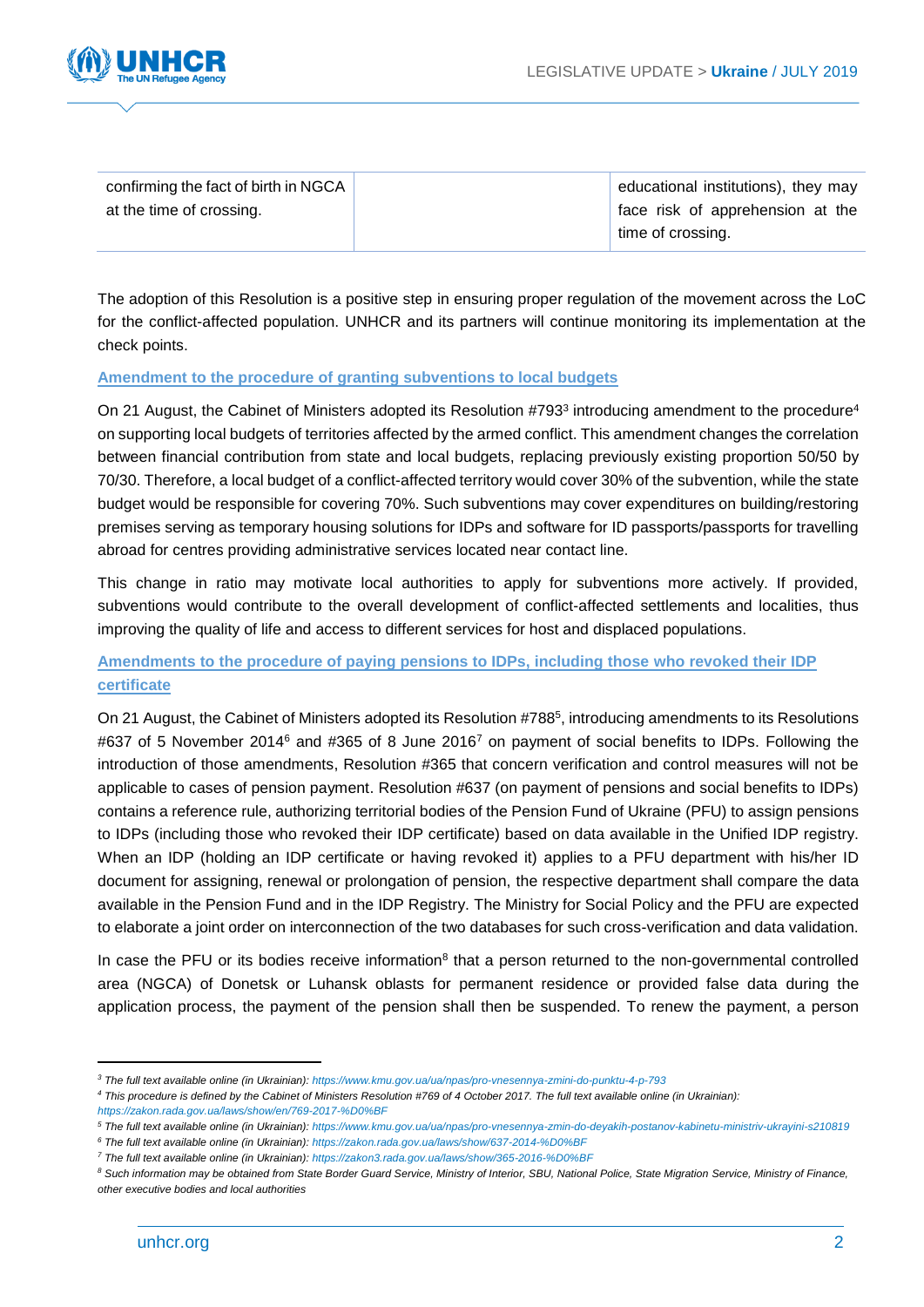| confirming the fact of birth in NGCA at the time of crossing. | | educational institutions), they may face risk of apprehension at the time of crossing. |
|---|---|---|

The adoption of this Resolution is a positive step in ensuring proper regulation of the movement across the LoC for the conflict-affected population. UNHCR and its partners will continue monitoring its implementation at the check points.

### Amendment to the procedure of granting subventions to local budgets

On 21 August, the Cabinet of Ministers adopted its Resolution #793[3] introducing amendment to the procedure[4] on supporting local budgets of territories affected by the armed conflict. This amendment changes the correlation between financial contribution from state and local budgets, replacing previously existing proportion 50/50 by 70/30. Therefore, a local budget of a conflict-affected territory would cover 30% of the subvention, while the state budget would be responsible for covering 70%. Such subventions may cover expenditures on building/restoring premises serving as temporary housing solutions for IDPs and software for ID passports/passports for travelling abroad for centres providing administrative services located near contact line.

This change in ratio may motivate local authorities to apply for subventions more actively. If provided, subventions would contribute to the overall development of conflict-affected settlements and localities, thus improving the quality of life and access to different services for host and displaced populations.

### Amendments to the procedure of paying pensions to IDPs, including those who revoked their IDP certificate

On 21 August, the Cabinet of Ministers adopted its Resolution #788[5], introducing amendments to its Resolutions #637 of 5 November 2014[6] and #365 of 8 June 2016[7] on payment of social benefits to IDPs. Following the introduction of those amendments, Resolution #365 that concern verification and control measures will not be applicable to cases of pension payment. Resolution #637 (on payment of pensions and social benefits to IDPs) contains a reference rule, authorizing territorial bodies of the Pension Fund of Ukraine (PFU) to assign pensions to IDPs (including those who revoked their IDP certificate) based on data available in the Unified IDP registry. When an IDP (holding an IDP certificate or having revoked it) applies to a PFU department with his/her ID document for assigning, renewal or prolongation of pension, the respective department shall compare the data available in the Pension Fund and in the IDP Registry. The Ministry for Social Policy and the PFU are expected to elaborate a joint order on interconnection of the two databases for such cross-verification and data validation.

In case the PFU or its bodies receive information[8] that a person returned to the non-governmental controlled area (NGCA) of Donetsk or Luhansk oblasts for permanent residence or provided false data during the application process, the payment of the pension shall then be suspended. To renew the payment, a person

---

[3] *The full text available online (in Ukrainian): https://www.kmu.gov.ua/ua/npas/pro-vnesennya-zmini-do-punktu-4-p-793*

[4] *This procedure is defined by the Cabinet of Ministers Resolution #769 of 4 October 2017. The full text available online (in Ukrainian): https://zakon.rada.gov.ua/laws/show/en/769-2017-%D0%BF*

[5] *The full text available online (in Ukrainian): https://www.kmu.gov.ua/ua/npas/pro-vnesennya-zmin-do-deyakih-postanov-kabinetu-ministriv-ukrayini-s210819*

[6] *The full text available online (in Ukrainian): https://zakon.rada.gov.ua/laws/show/637-2014-%D0%BF*

[7] *The full text available online (in Ukrainian): https://zakon3.rada.gov.ua/laws/show/365-2016-%D0%BF*

[8] *Such information may be obtained from State Border Guard Service, Ministry of Interior, SBU, National Police, State Migration Service, Ministry of Finance, other executive bodies and local authorities*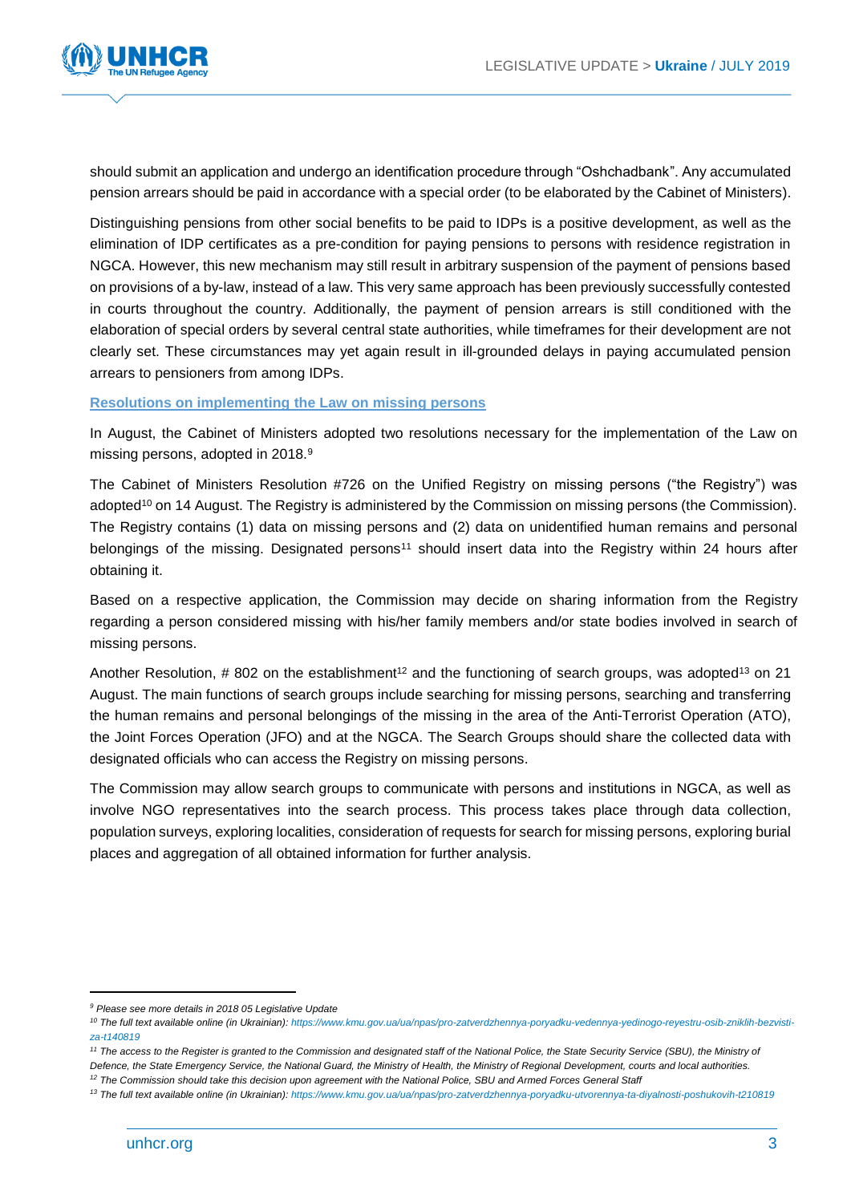should submit an application and undergo an identification procedure through "Oshchadbank". Any accumulated pension arrears should be paid in accordance with a special order (to be elaborated by the Cabinet of Ministers).

Distinguishing pensions from other social benefits to be paid to IDPs is a positive development, as well as the elimination of IDP certificates as a pre-condition for paying pensions to persons with residence registration in NGCA. However, this new mechanism may still result in arbitrary suspension of the payment of pensions based on provisions of a by-law, instead of a law. This very same approach has been previously successfully contested in courts throughout the country. Additionally, the payment of pension arrears is still conditioned with the elaboration of special orders by several central state authorities, while timeframes for their development are not clearly set. These circumstances may yet again result in ill-grounded delays in paying accumulated pension arrears to pensioners from among IDPs.

### Resolutions on implementing the Law on missing persons

In August, the Cabinet of Ministers adopted two resolutions necessary for the implementation of the Law on missing persons, adopted in 2018.[9]

The Cabinet of Ministers Resolution #726 on the Unified Registry on missing persons ("the Registry") was adopted[10] on 14 August. The Registry is administered by the Commission on missing persons (the Commission). The Registry contains (1) data on missing persons and (2) data on unidentified human remains and personal belongings of the missing. Designated persons[11] should insert data into the Registry within 24 hours after obtaining it.

Based on a respective application, the Commission may decide on sharing information from the Registry regarding a person considered missing with his/her family members and/or state bodies involved in search of missing persons.

Another Resolution, # 802 on the establishment[12] and the functioning of search groups, was adopted[13] on 21 August. The main functions of search groups include searching for missing persons, searching and transferring the human remains and personal belongings of the missing in the area of the Anti-Terrorist Operation (ATO), the Joint Forces Operation (JFO) and at the NGCA. The Search Groups should share the collected data with designated officials who can access the Registry on missing persons.

The Commission may allow search groups to communicate with persons and institutions in NGCA, as well as involve NGO representatives into the search process. This process takes place through data collection, population surveys, exploring localities, consideration of requests for search for missing persons, exploring burial places and aggregation of all obtained information for further analysis.

---

*[9] Please see more details in 2018 05 Legislative Update*

*[10] The full text available online (in Ukrainian): https://www.kmu.gov.ua/ua/npas/pro-zatverdzhennya-poryadku-vedennya-yedinogo-reyestru-osib-zniklih-bezvisti-za-t140819*

*[11] The access to the Register is granted to the Commission and designated staff of the National Police, the State Security Service (SBU), the Ministry of Defence, the State Emergency Service, the National Guard, the Ministry of Health, the Ministry of Regional Development, courts and local authorities.*

*[12] The Commission should take this decision upon agreement with the National Police, SBU and Armed Forces General Staff*

*[13] The full text available online (in Ukrainian): https://www.kmu.gov.ua/ua/npas/pro-zatverdzhennya-poryadku-utvorennya-ta-diyalnosti-poshukovih-t210819*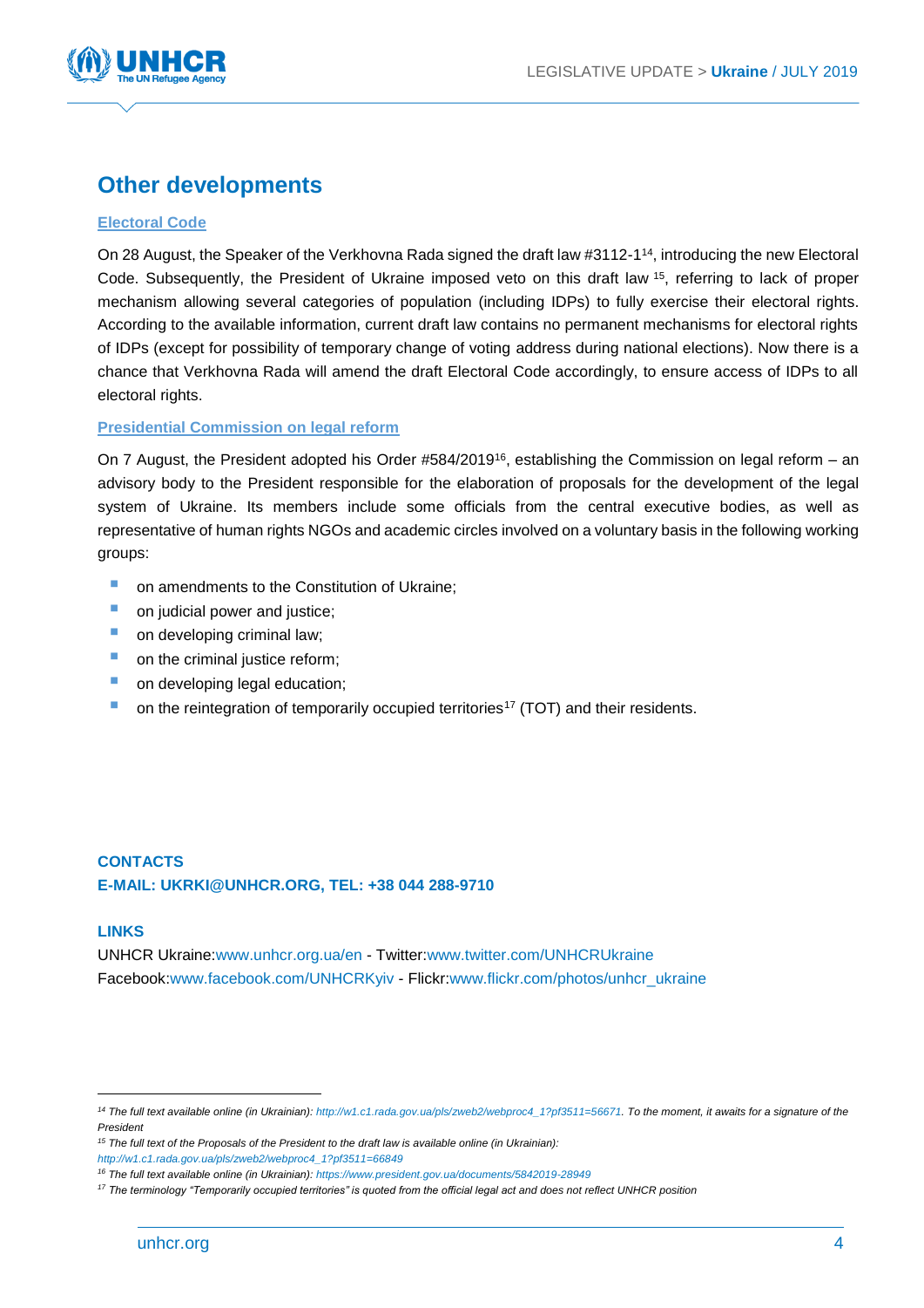## Other developments

**Electoral Code**

On 28 August, the Speaker of the Verkhovna Rada signed the draft law #3112-1[14], introducing the new Electoral Code. Subsequently, the President of Ukraine imposed veto on this draft law [15], referring to lack of proper mechanism allowing several categories of population (including IDPs) to fully exercise their electoral rights. According to the available information, current draft law contains no permanent mechanisms for electoral rights of IDPs (except for possibility of temporary change of voting address during national elections). Now there is a chance that Verkhovna Rada will amend the draft Electoral Code accordingly, to ensure access of IDPs to all electoral rights.

**Presidential Commission on legal reform**

On 7 August, the President adopted his Order #584/2019[16], establishing the Commission on legal reform – an advisory body to the President responsible for the elaboration of proposals for the development of the legal system of Ukraine. Its members include some officials from the central executive bodies, as well as representative of human rights NGOs and academic circles involved on a voluntary basis in the following working groups:

- on amendments to the Constitution of Ukraine;
- on judicial power and justice;
- on developing criminal law;
- on the criminal justice reform;
- on developing legal education;
- on the reintegration of temporarily occupied territories[17] (TOT) and their residents.

**CONTACTS**

**E-MAIL: UKRKI@UNHCR.ORG, TEL: +38 044 288-9710**

**LINKS**

UNHCR Ukraine:www.unhcr.org.ua/en - Twitter:www.twitter.com/UNHCRUkraine
Facebook:www.facebook.com/UNHCRKyiv - Flickr:www.flickr.com/photos/unhcr_ukraine

---

[14] *The full text available online (in Ukrainian): http://w1.c1.rada.gov.ua/pls/zweb2/webproc4_1?pf3511=56671. To the moment, it awaits for a signature of the President*

[15] *The full text of the Proposals of the President to the draft law is available online (in Ukrainian): http://w1.c1.rada.gov.ua/pls/zweb2/webproc4_1?pf3511=66849*

[16] *The full text available online (in Ukrainian): https://www.president.gov.ua/documents/5842019-28949*

[17] *The terminology "Temporarily occupied territories" is quoted from the official legal act and does not reflect UNHCR position*